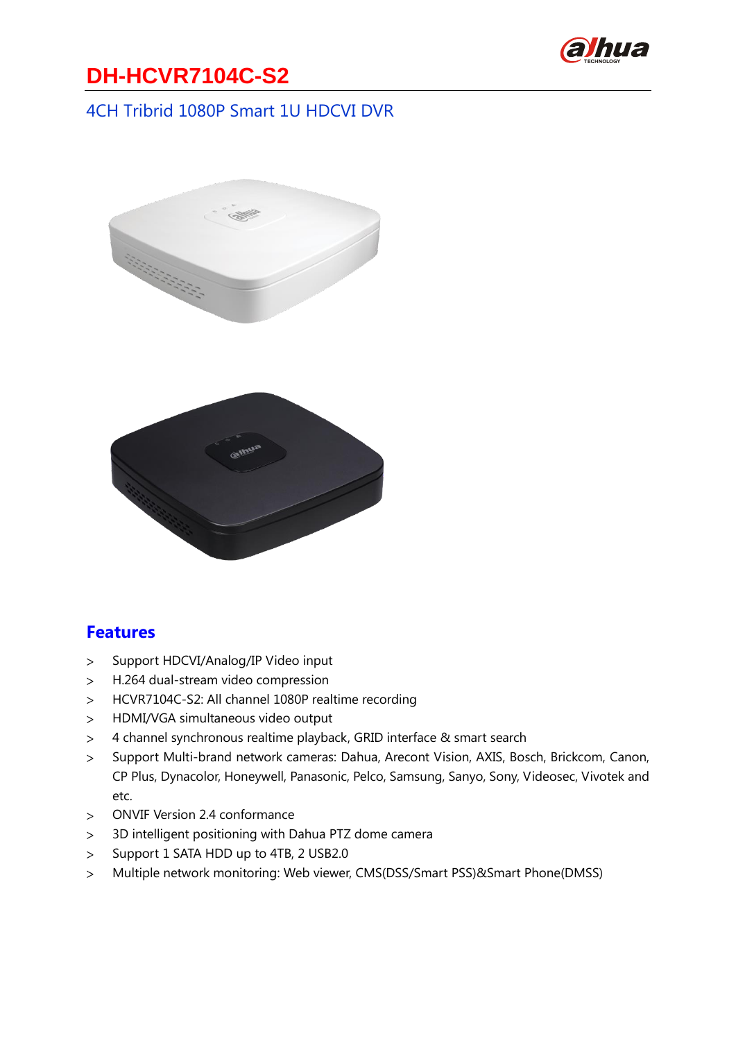# DH-HCVR7104C-S2

## 4CH Tribrid 1080P Smart 1U HDCVI DVR

## Features

- Support HDCVI/Analog/IP Video input
- H.264 dual-stream video compression
- HCVR7104C-S2: All channel 1080P realtime recording
- HDMI/VGA simultaneous video output
- 4 channel synchronous realtime playback, GRID interface & smart search
- Support Multi-brand network cameras: Dahua, Arecont Vision, AXIS, Bosch, Brickcom, Canon, CP Plus, Dynacolor, Honeywell, Panasonic, Pelco, Samsung, Sanyo, Sony, Videosec, Vivotek and etc.
- ONVIF Version 2.4 conformance
- 3D intelligent positioning with Dahua PTZ dome camera
- Support 1 SATA HDD up to 4TB, 2 USB2.0
- Multiple network monitoring: Web viewer, CMS(DSS/Smart PSS)&Smart Phone(DMSS)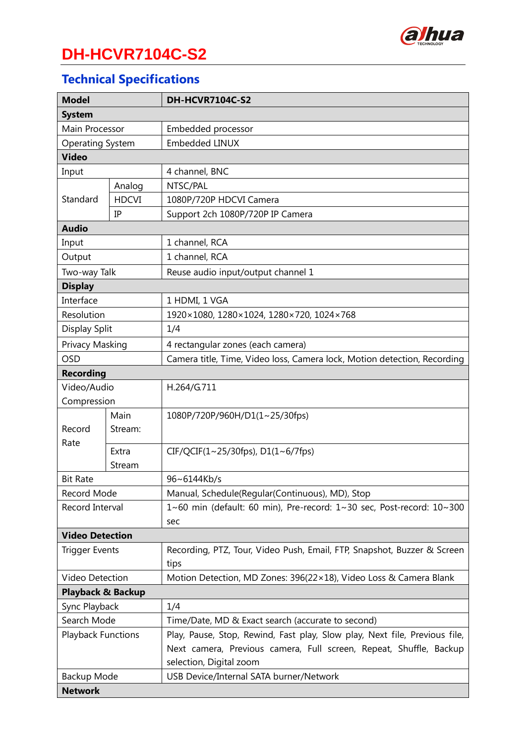# DH-HCVR7104C-S2

## Technical Specifications

| Model | | DH-HCVR7104C-S2 |
|---|---|---|
| **System** | | |
| Main Processor | | Embedded processor |
| Operating System | | Embedded LINUX |
| **Video** | | |
| Input | | 4 channel, BNC |
| Standard | Analog | NTSC/PAL |
| | HDCVI | 1080P/720P HDCVI Camera |
| | IP | Support 2ch 1080P/720P IP Camera |
| **Audio** | | |
| Input | | 1 channel, RCA |
| Output | | 1 channel, RCA |
| Two-way Talk | | Reuse audio input/output channel 1 |
| **Display** | | |
| Interface | | 1 HDMI, 1 VGA |
| Resolution | | 1920×1080, 1280×1024, 1280×720, 1024×768 |
| Display Split | | 1/4 |
| Privacy Masking | | 4 rectangular zones (each camera) |
| OSD | | Camera title, Time, Video loss, Camera lock, Motion detection, Recording |
| **Recording** | | |
| Video/Audio Compression | | H.264/G.711 |
| Record Rate | Main Stream: | 1080P/720P/960H/D1(1~25/30fps) |
| | Extra Stream | CIF/QCIF(1~25/30fps), D1(1~6/7fps) |
| Bit Rate | | 96~6144Kb/s |
| Record Mode | | Manual, Schedule(Regular(Continuous), MD), Stop |
| Record Interval | | 1~60 min (default: 60 min), Pre-record: 1~30 sec, Post-record: 10~300 sec |
| **Video Detection** | | |
| Trigger Events | | Recording, PTZ, Tour, Video Push, Email, FTP, Snapshot, Buzzer & Screen tips |
| Video Detection | | Motion Detection, MD Zones: 396(22×18), Video Loss & Camera Blank |
| **Playback & Backup** | | |
| Sync Playback | | 1/4 |
| Search Mode | | Time/Date, MD & Exact search (accurate to second) |
| Playback Functions | | Play, Pause, Stop, Rewind, Fast play, Slow play, Next file, Previous file, Next camera, Previous camera, Full screen, Repeat, Shuffle, Backup selection, Digital zoom |
| Backup Mode | | USB Device/Internal SATA burner/Network |
| **Network** | | |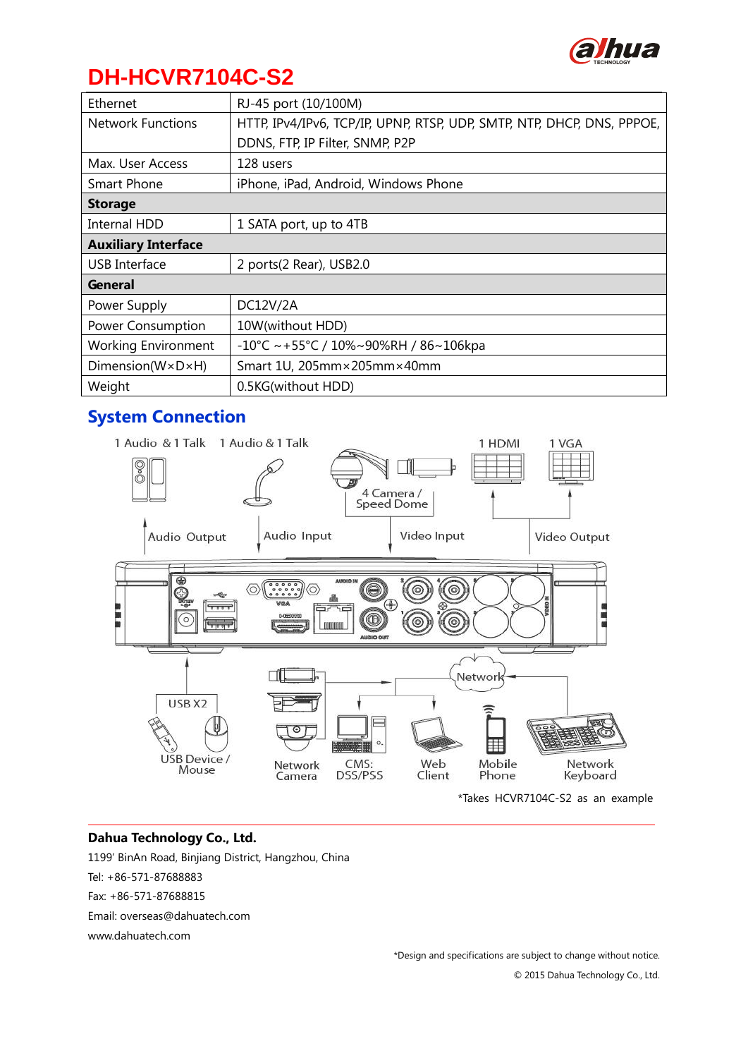# DH-HCVR7104C-S2

| | |
|---|---|
| Ethernet | RJ-45 port (10/100M) |
| Network Functions | HTTP, IPv4/IPv6, TCP/IP, UPNP, RTSP, UDP, SMTP, NTP, DHCP, DNS, PPPOE, DDNS, FTP, IP Filter, SNMP, P2P |
| Max. User Access | 128 users |
| Smart Phone | iPhone, iPad, Android, Windows Phone |
| **Storage** | |
| Internal HDD | 1 SATA port, up to 4TB |
| **Auxiliary Interface** | |
| USB Interface | 2 ports(2 Rear), USB2.0 |
| **General** | |
| Power Supply | DC12V/2A |
| Power Consumption | 10W(without HDD) |
| Working Environment | -10°C ~+55°C / 10%~90%RH / 86~106kpa |
| Dimension(W×D×H) | Smart 1U, 205mm×205mm×40mm |
| Weight | 0.5KG(without HDD) |

## System Connection

1 Audio & 1 Talk
1 Audio & 1 Talk
4 Camera / Speed Dome
1 HDMI
1 VGA
Audio Output
Audio Input
Video Input
Video Output
USB X2
USB Device / Mouse
Network Camera
CMS: DSS/PSS
Web Client
Mobile Phone
Network Keyboard
Network

*Takes HCVR7104C-S2 as an example

---

**Dahua Technology Co., Ltd.**

1199' BinAn Road, Binjiang District, Hangzhou, China

Tel: +86-571-87688883

Fax: +86-571-87688815

Email: overseas@dahuatech.com

www.dahuatech.com

*Design and specifications are subject to change without notice.

© 2015 Dahua Technology Co., Ltd.